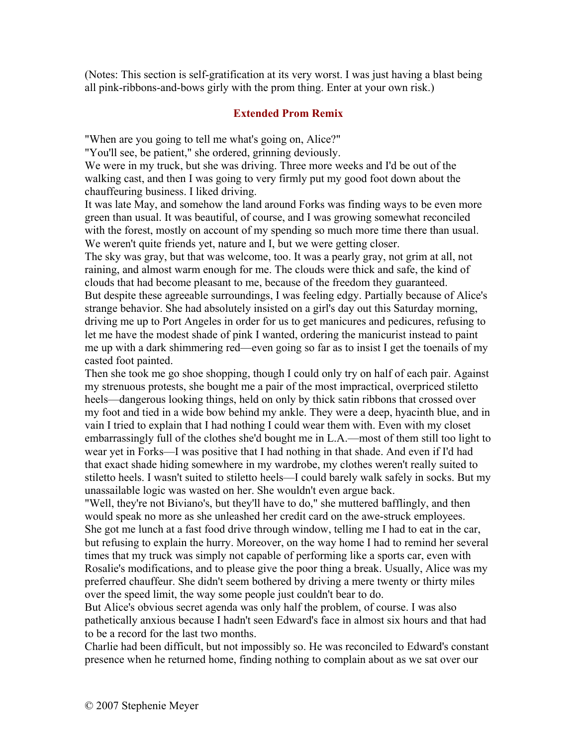(Notes: This section is self-gratification at its very worst. I was just having a blast being all pink-ribbons-and-bows girly with the prom thing. Enter at your own risk.)

## Extended Prom Remix

"When are you going to tell me what's going on, Alice?"

"You'll see, be patient," she ordered, grinning deviously.

We were in my truck, but she was driving. Three more weeks and I'd be out of the walking cast, and then I was going to very firmly put my good foot down about the chauffeuring business. I liked driving.

It was late May, and somehow the land around Forks was finding ways to be even more green than usual. It was beautiful, of course, and I was growing somewhat reconciled with the forest, mostly on account of my spending so much more time there than usual. We weren't quite friends yet, nature and I, but we were getting closer.

The sky was gray, but that was welcome, too. It was a pearly gray, not grim at all, not raining, and almost warm enough for me. The clouds were thick and safe, the kind of clouds that had become pleasant to me, because of the freedom they guaranteed.

But despite these agreeable surroundings, I was feeling edgy. Partially because of Alice's strange behavior. She had absolutely insisted on a girl's day out this Saturday morning, driving me up to Port Angeles in order for us to get manicures and pedicures, refusing to let me have the modest shade of pink I wanted, ordering the manicurist instead to paint me up with a dark shimmering red—even going so far as to insist I get the toenails of my casted foot painted.

Then she took me go shoe shopping, though I could only try on half of each pair. Against my strenuous protests, she bought me a pair of the most impractical, overpriced stiletto heels—dangerous looking things, held on only by thick satin ribbons that crossed over my foot and tied in a wide bow behind my ankle. They were a deep, hyacinth blue, and in vain I tried to explain that I had nothing I could wear them with. Even with my closet embarrassingly full of the clothes she'd bought me in L.A.—most of them still too light to wear yet in Forks—I was positive that I had nothing in that shade. And even if I'd had that exact shade hiding somewhere in my wardrobe, my clothes weren't really suited to stiletto heels. I wasn't suited to stiletto heels—I could barely walk safely in socks. But my unassailable logic was wasted on her. She wouldn't even argue back.

"Well, they're not Biviano's, but they'll have to do," she muttered bafflingly, and then would speak no more as she unleashed her credit card on the awe-struck employees.

She got me lunch at a fast food drive through window, telling me I had to eat in the car, but refusing to explain the hurry. Moreover, on the way home I had to remind her several times that my truck was simply not capable of performing like a sports car, even with Rosalie's modifications, and to please give the poor thing a break. Usually, Alice was my preferred chauffeur. She didn't seem bothered by driving a mere twenty or thirty miles over the speed limit, the way some people just couldn't bear to do.

But Alice's obvious secret agenda was only half the problem, of course. I was also pathetically anxious because I hadn't seen Edward's face in almost six hours and that had to be a record for the last two months.

Charlie had been difficult, but not impossibly so. He was reconciled to Edward's constant presence when he returned home, finding nothing to complain about as we sat over our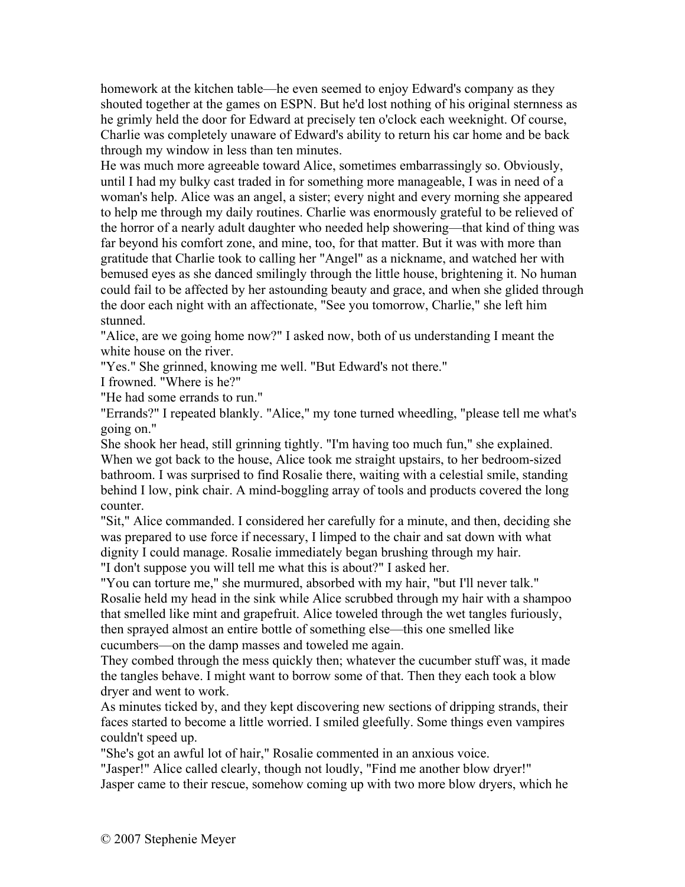homework at the kitchen table—he even seemed to enjoy Edward's company as they shouted together at the games on ESPN. But he'd lost nothing of his original sternness as he grimly held the door for Edward at precisely ten o'clock each weeknight. Of course, Charlie was completely unaware of Edward's ability to return his car home and be back through my window in less than ten minutes.

He was much more agreeable toward Alice, sometimes embarrassingly so. Obviously, until I had my bulky cast traded in for something more manageable, I was in need of a woman's help. Alice was an angel, a sister; every night and every morning she appeared to help me through my daily routines. Charlie was enormously grateful to be relieved of the horror of a nearly adult daughter who needed help showering—that kind of thing was far beyond his comfort zone, and mine, too, for that matter. But it was with more than gratitude that Charlie took to calling her "Angel" as a nickname, and watched her with bemused eyes as she danced smilingly through the little house, brightening it. No human could fail to be affected by her astounding beauty and grace, and when she glided through the door each night with an affectionate, "See you tomorrow, Charlie," she left him stunned.

"Alice, are we going home now?" I asked now, both of us understanding I meant the white house on the river.

"Yes." She grinned, knowing me well. "But Edward's not there."

I frowned. "Where is he?"

"He had some errands to run."

"Errands?" I repeated blankly. "Alice," my tone turned wheedling, "please tell me what's going on."

She shook her head, still grinning tightly. "I'm having too much fun," she explained.

When we got back to the house, Alice took me straight upstairs, to her bedroom-sized bathroom. I was surprised to find Rosalie there, waiting with a celestial smile, standing behind I low, pink chair. A mind-boggling array of tools and products covered the long counter.

"Sit," Alice commanded. I considered her carefully for a minute, and then, deciding she was prepared to use force if necessary, I limped to the chair and sat down with what dignity I could manage. Rosalie immediately began brushing through my hair.

"I don't suppose you will tell me what this is about?" I asked her.

"You can torture me," she murmured, absorbed with my hair, "but I'll never talk."

Rosalie held my head in the sink while Alice scrubbed through my hair with a shampoo that smelled like mint and grapefruit. Alice toweled through the wet tangles furiously, then sprayed almost an entire bottle of something else—this one smelled like cucumbers—on the damp masses and toweled me again.

They combed through the mess quickly then; whatever the cucumber stuff was, it made the tangles behave. I might want to borrow some of that. Then they each took a blow dryer and went to work.

As minutes ticked by, and they kept discovering new sections of dripping strands, their faces started to become a little worried. I smiled gleefully. Some things even vampires couldn't speed up.

"She's got an awful lot of hair," Rosalie commented in an anxious voice.

"Jasper!" Alice called clearly, though not loudly, "Find me another blow dryer!"

Jasper came to their rescue, somehow coming up with two more blow dryers, which he

© 2007 Stephenie Meyer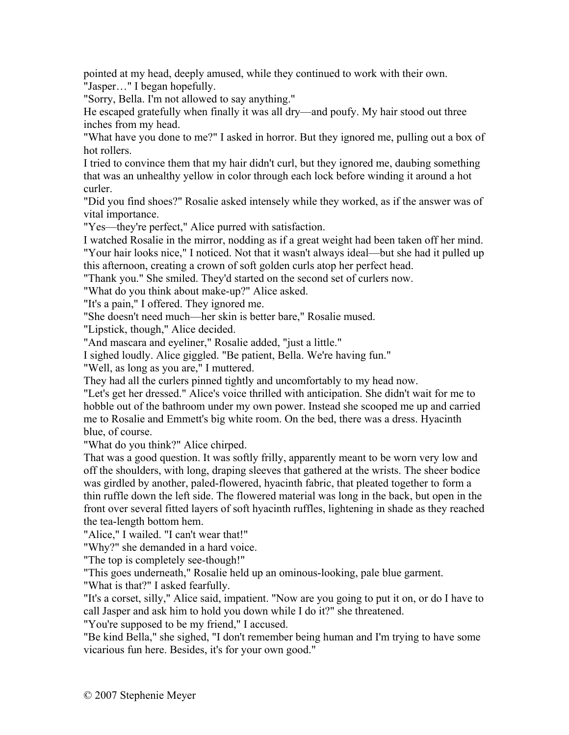pointed at my head, deeply amused, while they continued to work with their own.

"Jasper…" I began hopefully.

"Sorry, Bella. I'm not allowed to say anything."

He escaped gratefully when finally it was all dry—and poufy. My hair stood out three inches from my head.

"What have you done to me?" I asked in horror. But they ignored me, pulling out a box of hot rollers.

I tried to convince them that my hair didn't curl, but they ignored me, daubing something that was an unhealthy yellow in color through each lock before winding it around a hot curler.

"Did you find shoes?" Rosalie asked intensely while they worked, as if the answer was of vital importance.

"Yes—they're perfect," Alice purred with satisfaction.

I watched Rosalie in the mirror, nodding as if a great weight had been taken off her mind.

"Your hair looks nice," I noticed. Not that it wasn't always ideal—but she had it pulled up this afternoon, creating a crown of soft golden curls atop her perfect head.

"Thank you." She smiled. They'd started on the second set of curlers now.

"What do you think about make-up?" Alice asked.

"It's a pain," I offered. They ignored me.

"She doesn't need much—her skin is better bare," Rosalie mused.

"Lipstick, though," Alice decided.

"And mascara and eyeliner," Rosalie added, "just a little."

I sighed loudly. Alice giggled. "Be patient, Bella. We're having fun."

"Well, as long as you are," I muttered.

They had all the curlers pinned tightly and uncomfortably to my head now.

"Let's get her dressed." Alice's voice thrilled with anticipation. She didn't wait for me to hobble out of the bathroom under my own power. Instead she scooped me up and carried me to Rosalie and Emmett's big white room. On the bed, there was a dress. Hyacinth blue, of course.

"What do you think?" Alice chirped.

That was a good question. It was softly frilly, apparently meant to be worn very low and off the shoulders, with long, draping sleeves that gathered at the wrists. The sheer bodice was girdled by another, paled-flowered, hyacinth fabric, that pleated together to form a thin ruffle down the left side. The flowered material was long in the back, but open in the front over several fitted layers of soft hyacinth ruffles, lightening in shade as they reached the tea-length bottom hem.

"Alice," I wailed. "I can't wear that!"

"Why?" she demanded in a hard voice.

"The top is completely see-though!"

"This goes underneath," Rosalie held up an ominous-looking, pale blue garment.

"What is that?" I asked fearfully.

"It's a corset, silly," Alice said, impatient. "Now are you going to put it on, or do I have to call Jasper and ask him to hold you down while I do it?" she threatened.

"You're supposed to be my friend," I accused.

"Be kind Bella," she sighed, "I don't remember being human and I'm trying to have some vicarious fun here. Besides, it's for your own good."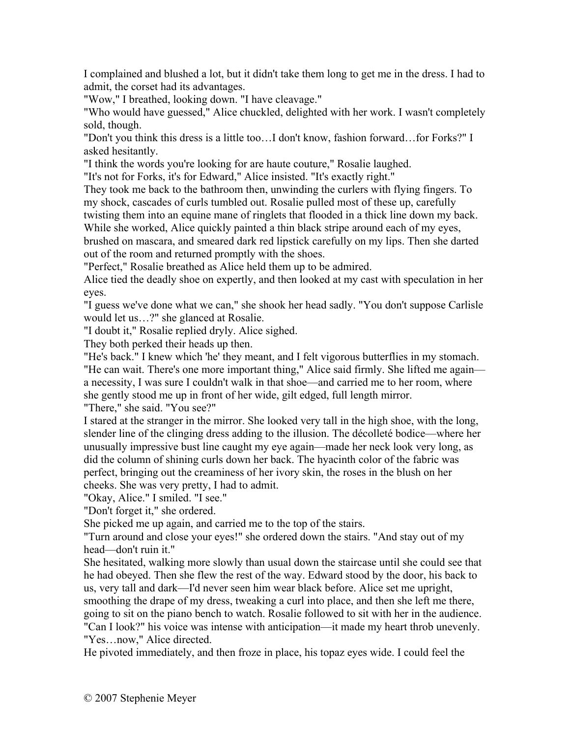I complained and blushed a lot, but it didn't take them long to get me in the dress. I had to admit, the corset had its advantages.

"Wow," I breathed, looking down. "I have cleavage."

"Who would have guessed," Alice chuckled, delighted with her work. I wasn't completely sold, though.

"Don't you think this dress is a little too…I don't know, fashion forward…for Forks?" I asked hesitantly.

"I think the words you're looking for are haute couture," Rosalie laughed.

"It's not for Forks, it's for Edward," Alice insisted. "It's exactly right."

They took me back to the bathroom then, unwinding the curlers with flying fingers. To my shock, cascades of curls tumbled out. Rosalie pulled most of these up, carefully twisting them into an equine mane of ringlets that flooded in a thick line down my back. While she worked, Alice quickly painted a thin black stripe around each of my eyes, brushed on mascara, and smeared dark red lipstick carefully on my lips. Then she darted out of the room and returned promptly with the shoes.

"Perfect," Rosalie breathed as Alice held them up to be admired.

Alice tied the deadly shoe on expertly, and then looked at my cast with speculation in her eyes.

"I guess we've done what we can," she shook her head sadly. "You don't suppose Carlisle would let us…?" she glanced at Rosalie.

"I doubt it," Rosalie replied dryly. Alice sighed.

They both perked their heads up then.

"He's back." I knew which 'he' they meant, and I felt vigorous butterflies in my stomach.

"He can wait. There's one more important thing," Alice said firmly. She lifted me again—a necessity, I was sure I couldn't walk in that shoe—and carried me to her room, where she gently stood me up in front of her wide, gilt edged, full length mirror.

"There," she said. "You see?"

I stared at the stranger in the mirror. She looked very tall in the high shoe, with the long, slender line of the clinging dress adding to the illusion. The décolleté bodice—where her unusually impressive bust line caught my eye again—made her neck look very long, as did the column of shining curls down her back. The hyacinth color of the fabric was perfect, bringing out the creaminess of her ivory skin, the roses in the blush on her cheeks. She was very pretty, I had to admit.

"Okay, Alice." I smiled. "I see."

"Don't forget it," she ordered.

She picked me up again, and carried me to the top of the stairs.

"Turn around and close your eyes!" she ordered down the stairs. "And stay out of my head—don't ruin it."

She hesitated, walking more slowly than usual down the staircase until she could see that he had obeyed. Then she flew the rest of the way. Edward stood by the door, his back to us, very tall and dark—I'd never seen him wear black before. Alice set me upright, smoothing the drape of my dress, tweaking a curl into place, and then she left me there, going to sit on the piano bench to watch. Rosalie followed to sit with her in the audience.

"Can I look?" his voice was intense with anticipation—it made my heart throb unevenly.

"Yes…now," Alice directed.

He pivoted immediately, and then froze in place, his topaz eyes wide. I could feel the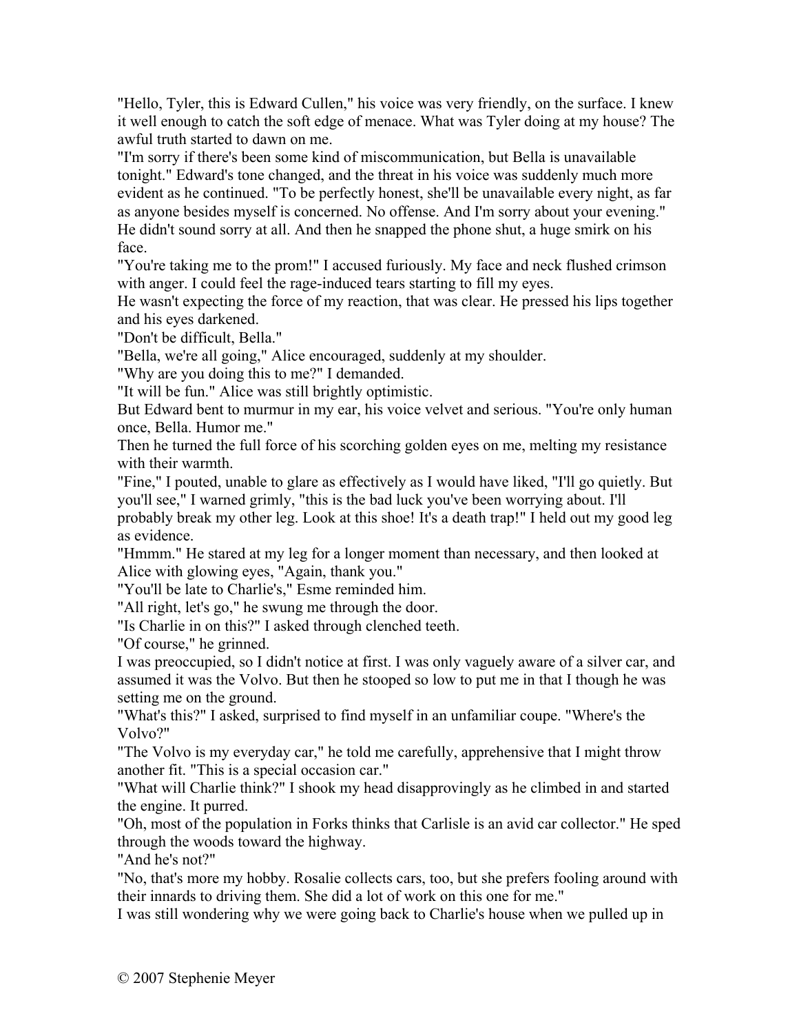"Hello, Tyler, this is Edward Cullen," his voice was very friendly, on the surface. I knew it well enough to catch the soft edge of menace. What was Tyler doing at my house? The awful truth started to dawn on me.

"I'm sorry if there's been some kind of miscommunication, but Bella is unavailable tonight." Edward's tone changed, and the threat in his voice was suddenly much more evident as he continued. "To be perfectly honest, she'll be unavailable every night, as far as anyone besides myself is concerned. No offense. And I'm sorry about your evening." He didn't sound sorry at all. And then he snapped the phone shut, a huge smirk on his face.

"You're taking me to the prom!" I accused furiously. My face and neck flushed crimson with anger. I could feel the rage-induced tears starting to fill my eyes.

He wasn't expecting the force of my reaction, that was clear. He pressed his lips together and his eyes darkened.

"Don't be difficult, Bella."

"Bella, we're all going," Alice encouraged, suddenly at my shoulder.

"Why are you doing this to me?" I demanded.

"It will be fun." Alice was still brightly optimistic.

But Edward bent to murmur in my ear, his voice velvet and serious. "You're only human once, Bella. Humor me."

Then he turned the full force of his scorching golden eyes on me, melting my resistance with their warmth.

"Fine," I pouted, unable to glare as effectively as I would have liked, "I'll go quietly. But you'll see," I warned grimly, "this is the bad luck you've been worrying about. I'll probably break my other leg. Look at this shoe! It's a death trap!" I held out my good leg as evidence.

"Hmmm." He stared at my leg for a longer moment than necessary, and then looked at Alice with glowing eyes, "Again, thank you."

"You'll be late to Charlie's," Esme reminded him.

"All right, let's go," he swung me through the door.

"Is Charlie in on this?" I asked through clenched teeth.

"Of course," he grinned.

I was preoccupied, so I didn't notice at first. I was only vaguely aware of a silver car, and assumed it was the Volvo. But then he stooped so low to put me in that I though he was setting me on the ground.

"What's this?" I asked, surprised to find myself in an unfamiliar coupe. "Where's the Volvo?"

"The Volvo is my everyday car," he told me carefully, apprehensive that I might throw another fit. "This is a special occasion car."

"What will Charlie think?" I shook my head disapprovingly as he climbed in and started the engine. It purred.

"Oh, most of the population in Forks thinks that Carlisle is an avid car collector." He sped through the woods toward the highway.

"And he's not?"

"No, that's more my hobby. Rosalie collects cars, too, but she prefers fooling around with their innards to driving them. She did a lot of work on this one for me."

I was still wondering why we were going back to Charlie's house when we pulled up in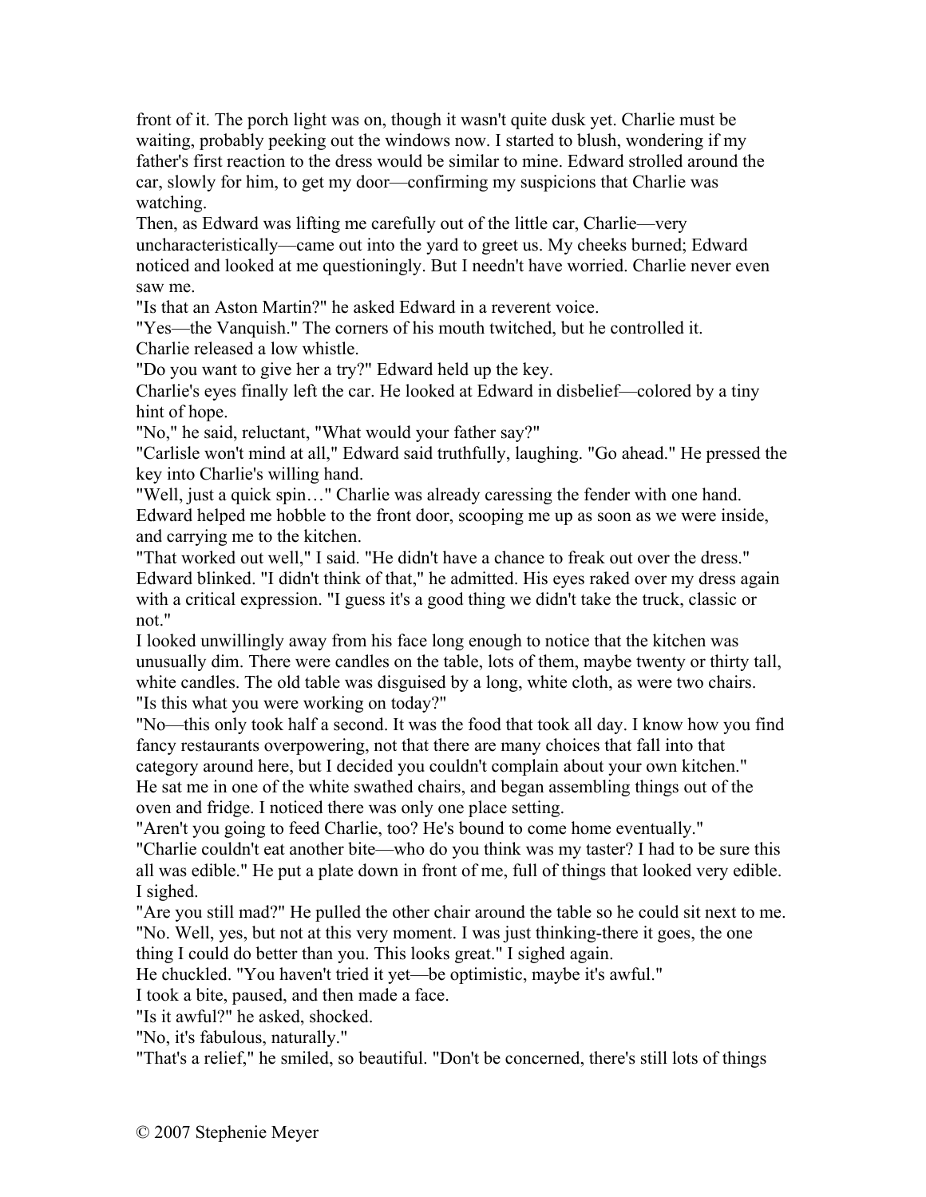front of it. The porch light was on, though it wasn't quite dusk yet. Charlie must be waiting, probably peeking out the windows now. I started to blush, wondering if my father's first reaction to the dress would be similar to mine. Edward strolled around the car, slowly for him, to get my door—confirming my suspicions that Charlie was watching.

Then, as Edward was lifting me carefully out of the little car, Charlie—very uncharacteristically—came out into the yard to greet us. My cheeks burned; Edward noticed and looked at me questioningly. But I needn't have worried. Charlie never even saw me.

"Is that an Aston Martin?" he asked Edward in a reverent voice.

"Yes—the Vanquish." The corners of his mouth twitched, but he controlled it.

Charlie released a low whistle.

"Do you want to give her a try?" Edward held up the key.

Charlie's eyes finally left the car. He looked at Edward in disbelief—colored by a tiny hint of hope.

"No," he said, reluctant, "What would your father say?"

"Carlisle won't mind at all," Edward said truthfully, laughing. "Go ahead." He pressed the key into Charlie's willing hand.

"Well, just a quick spin…" Charlie was already caressing the fender with one hand.

Edward helped me hobble to the front door, scooping me up as soon as we were inside, and carrying me to the kitchen.

"That worked out well," I said. "He didn't have a chance to freak out over the dress."

Edward blinked. "I didn't think of that," he admitted. His eyes raked over my dress again with a critical expression. "I guess it's a good thing we didn't take the truck, classic or not."

I looked unwillingly away from his face long enough to notice that the kitchen was unusually dim. There were candles on the table, lots of them, maybe twenty or thirty tall, white candles. The old table was disguised by a long, white cloth, as were two chairs.

"Is this what you were working on today?"

"No—this only took half a second. It was the food that took all day. I know how you find fancy restaurants overpowering, not that there are many choices that fall into that category around here, but I decided you couldn't complain about your own kitchen."

He sat me in one of the white swathed chairs, and began assembling things out of the oven and fridge. I noticed there was only one place setting.

"Aren't you going to feed Charlie, too? He's bound to come home eventually."

"Charlie couldn't eat another bite—who do you think was my taster? I had to be sure this all was edible." He put a plate down in front of me, full of things that looked very edible.

I sighed.

"Are you still mad?" He pulled the other chair around the table so he could sit next to me.

"No. Well, yes, but not at this very moment. I was just thinking-there it goes, the one thing I could do better than you. This looks great." I sighed again.

He chuckled. "You haven't tried it yet—be optimistic, maybe it's awful."

I took a bite, paused, and then made a face.

"Is it awful?" he asked, shocked.

"No, it's fabulous, naturally."

"That's a relief," he smiled, so beautiful. "Don't be concerned, there's still lots of things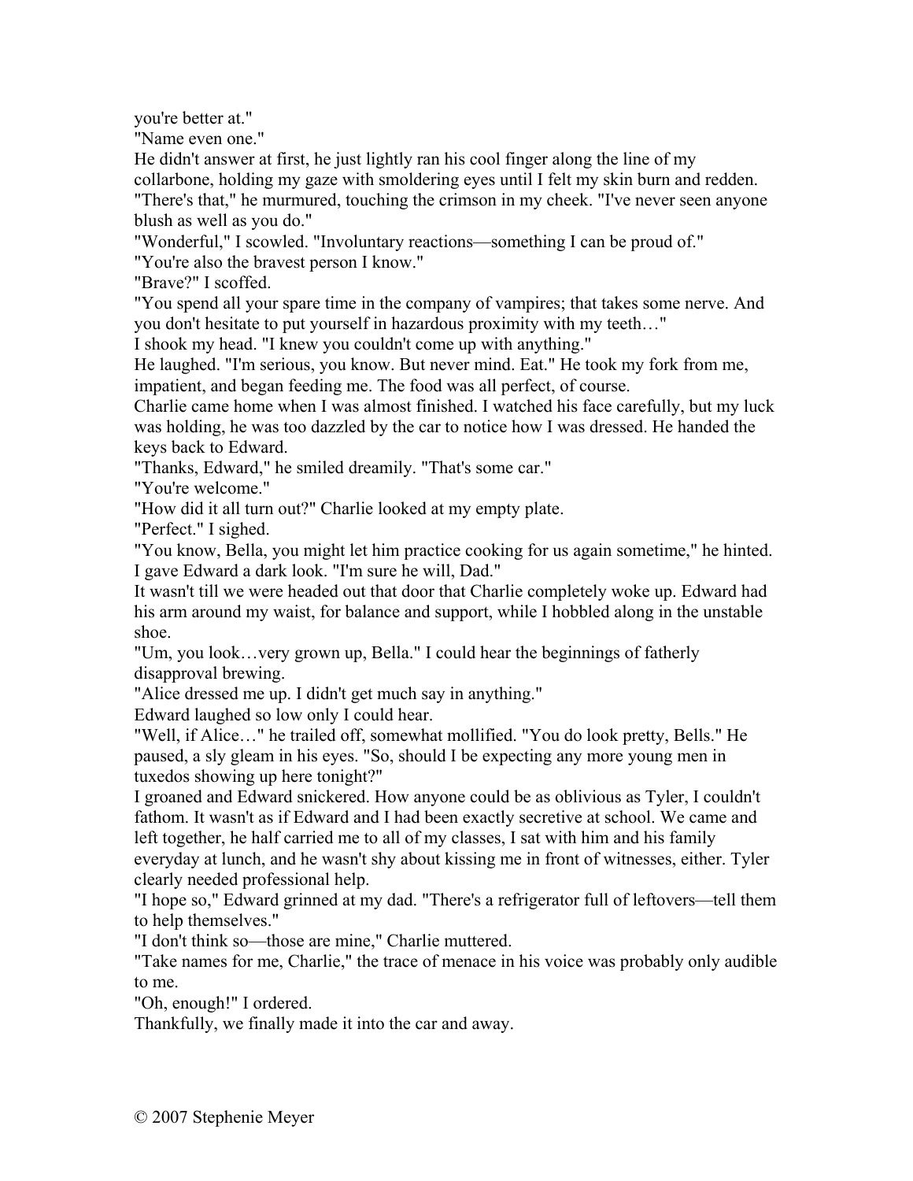you're better at."

"Name even one."

He didn't answer at first, he just lightly ran his cool finger along the line of my collarbone, holding my gaze with smoldering eyes until I felt my skin burn and redden.

"There's that," he murmured, touching the crimson in my cheek. "I've never seen anyone blush as well as you do."

"Wonderful," I scowled. "Involuntary reactions—something I can be proud of."

"You're also the bravest person I know."

"Brave?" I scoffed.

"You spend all your spare time in the company of vampires; that takes some nerve. And you don't hesitate to put yourself in hazardous proximity with my teeth…"

I shook my head. "I knew you couldn't come up with anything."

He laughed. "I'm serious, you know. But never mind. Eat." He took my fork from me, impatient, and began feeding me. The food was all perfect, of course.

Charlie came home when I was almost finished. I watched his face carefully, but my luck was holding, he was too dazzled by the car to notice how I was dressed. He handed the keys back to Edward.

"Thanks, Edward," he smiled dreamily. "That's some car."

"You're welcome."

"How did it all turn out?" Charlie looked at my empty plate.

"Perfect." I sighed.

"You know, Bella, you might let him practice cooking for us again sometime," he hinted.

I gave Edward a dark look. "I'm sure he will, Dad."

It wasn't till we were headed out that door that Charlie completely woke up. Edward had his arm around my waist, for balance and support, while I hobbled along in the unstable shoe.

"Um, you look…very grown up, Bella." I could hear the beginnings of fatherly disapproval brewing.

"Alice dressed me up. I didn't get much say in anything."

Edward laughed so low only I could hear.

"Well, if Alice…" he trailed off, somewhat mollified. "You do look pretty, Bells." He paused, a sly gleam in his eyes. "So, should I be expecting any more young men in tuxedos showing up here tonight?"

I groaned and Edward snickered. How anyone could be as oblivious as Tyler, I couldn't fathom. It wasn't as if Edward and I had been exactly secretive at school. We came and left together, he half carried me to all of my classes, I sat with him and his family everyday at lunch, and he wasn't shy about kissing me in front of witnesses, either. Tyler clearly needed professional help.

"I hope so," Edward grinned at my dad. "There's a refrigerator full of leftovers—tell them to help themselves."

"I don't think so—those are mine," Charlie muttered.

"Take names for me, Charlie," the trace of menace in his voice was probably only audible to me.

"Oh, enough!" I ordered.

Thankfully, we finally made it into the car and away.

© 2007 Stephenie Meyer